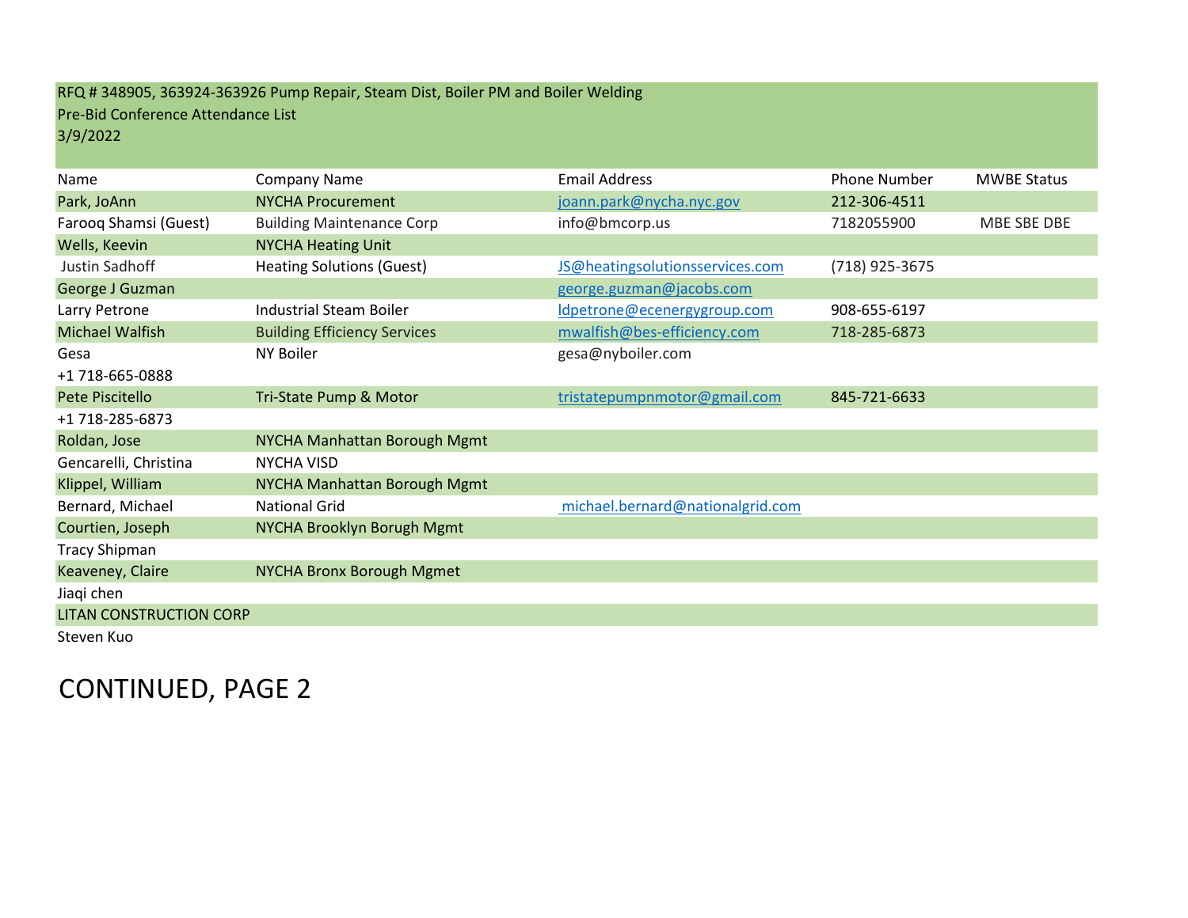RFQ # 348905, 363924-363926 Pump Repair, Steam Dist, Boiler PM and Boiler Welding
Pre-Bid Conference Attendance List
3/9/2022

| Name | Company Name | Email Address | Phone Number | MWBE Status |
|---|---|---|---|---|
| Park, JoAnn | NYCHA Procurement | joann.park@nycha.nyc.gov | 212-306-4511 | |
| Farooq Shamsi (Guest) | Building Maintenance Corp | info@bmcorp.us | 7182055900 | MBE SBE DBE |
| Wells, Keevin | NYCHA Heating Unit | | | |
| Justin Sadhoff | Heating Solutions (Guest) | JS@heatingsolutionsservices.com | (718) 925-3675 | |
| George J Guzman | | george.guzman@jacobs.com | | |
| Larry Petrone | Industrial Steam Boiler | ldpetrone@ecenergygroup.com | 908-655-6197 | |
| Michael Walfish | Building Efficiency Services | mwalfish@bes-efficiency.com | 718-285-6873 | |
| Gesa | NY Boiler | gesa@nyboiler.com | | |
| +1 718-665-0888 | | | | |
| Pete Piscitello | Tri-State Pump & Motor | tristatepumpnmotor@gmail.com | 845-721-6633 | |
| +1 718-285-6873 | | | | |
| Roldan, Jose | NYCHA Manhattan Borough Mgmt | | | |
| Gencarelli, Christina | NYCHA VISD | | | |
| Klippel, William | NYCHA Manhattan Borough Mgmt | | | |
| Bernard, Michael | National Grid | michael.bernard@nationalgrid.com | | |
| Courtien, Joseph | NYCHA Brooklyn Borugh Mgmt | | | |
| Tracy Shipman | | | | |
| Keaveney, Claire | NYCHA Bronx Borough Mgmet | | | |
| Jiaqi chen | | | | |
| LITAN CONSTRUCTION CORP | | | | |
| Steven Kuo | | | | |

CONTINUED, PAGE 2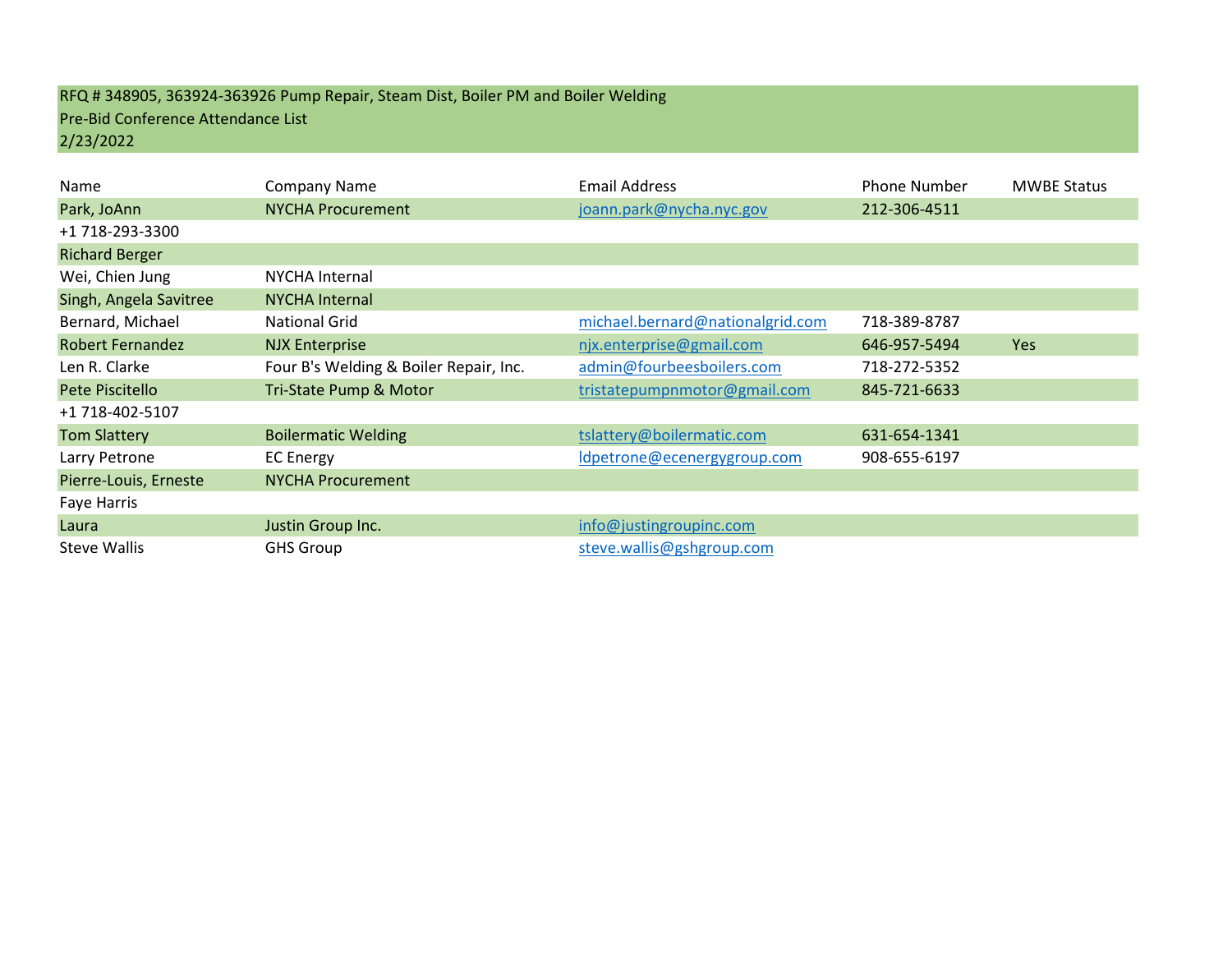RFQ # 348905, 363924-363926 Pump Repair, Steam Dist, Boiler PM and Boiler Welding
Pre-Bid Conference Attendance List
2/23/2022

| Name | Company Name | Email Address | Phone Number | MWBE Status |
|---|---|---|---|---|
| Park, JoAnn | NYCHA Procurement | joann.park@nycha.nyc.gov | 212-306-4511 | |
| +1 718-293-3300 | | | | |
| Richard Berger | | | | |
| Wei, Chien Jung | NYCHA Internal | | | |
| Singh, Angela Savitree | NYCHA Internal | | | |
| Bernard, Michael | National Grid | michael.bernard@nationalgrid.com | 718-389-8787 | |
| Robert Fernandez | NJX Enterprise | njx.enterprise@gmail.com | 646-957-5494 | Yes |
| Len R. Clarke | Four B's Welding & Boiler Repair, Inc. | admin@fourbeesboilers.com | 718-272-5352 | |
| Pete Piscitello | Tri-State Pump & Motor | tristatepumpnmotor@gmail.com | 845-721-6633 | |
| +1 718-402-5107 | | | | |
| Tom Slattery | Boilermatic Welding | tslattery@boilermatic.com | 631-654-1341 | |
| Larry Petrone | EC Energy | ldpetrone@ecenergygroup.com | 908-655-6197 | |
| Pierre-Louis, Erneste | NYCHA Procurement | | | |
| Faye Harris | | | | |
| Laura | Justin Group Inc. | info@justingroupinc.com | | |
| Steve Wallis | GHS Group | steve.wallis@gshgroup.com | | |